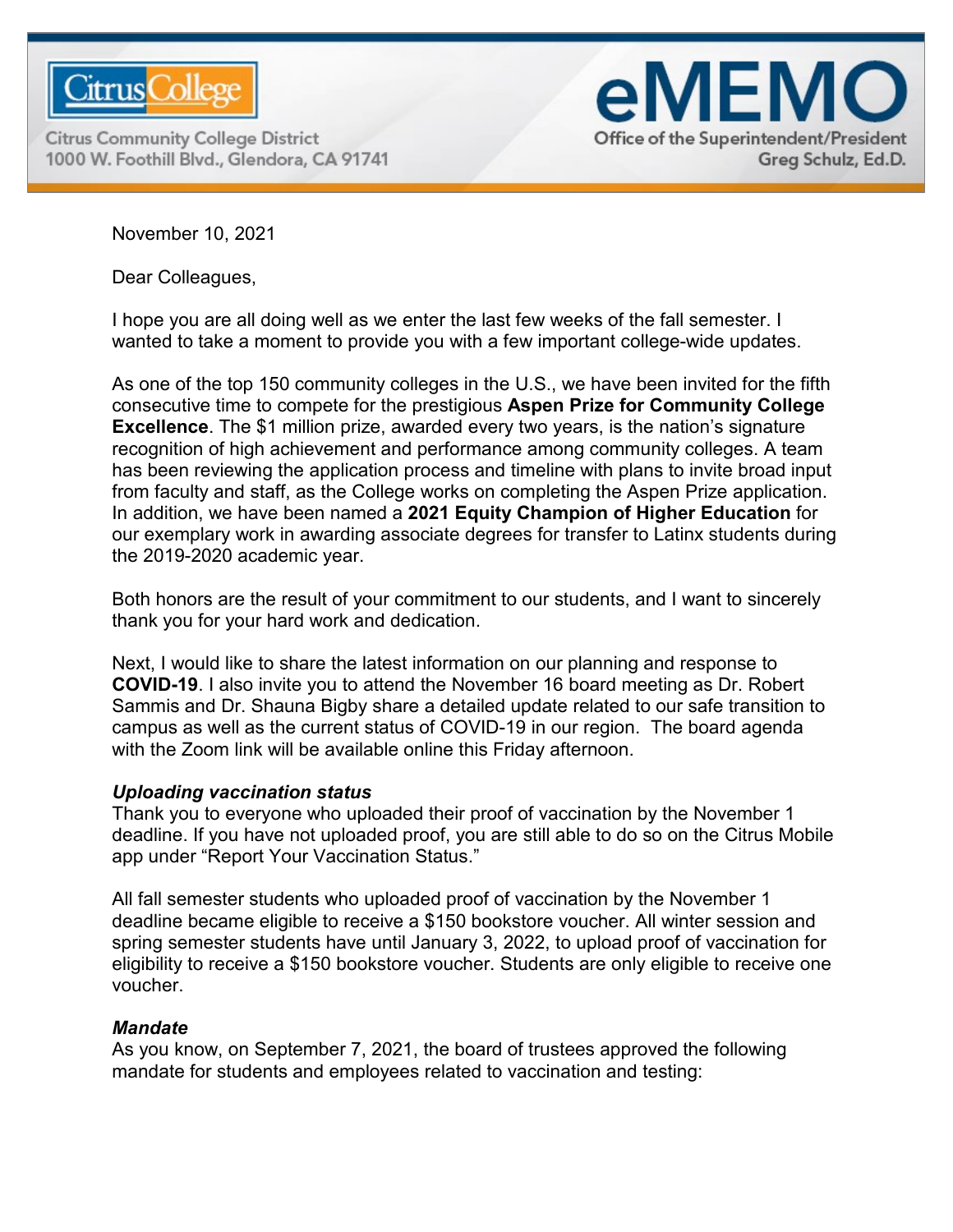Citrus College

Citrus Community College District
1000 W. Foothill Blvd., Glendora, CA 91741

# eMEMO

Office of the Superintendent/President
Greg Schulz, Ed.D.

November 10, 2021

Dear Colleagues,

I hope you are all doing well as we enter the last few weeks of the fall semester. I wanted to take a moment to provide you with a few important college-wide updates.

As one of the top 150 community colleges in the U.S., we have been invited for the fifth consecutive time to compete for the prestigious **Aspen Prize for Community College Excellence**. The $1 million prize, awarded every two years, is the nation's signature recognition of high achievement and performance among community colleges. A team has been reviewing the application process and timeline with plans to invite broad input from faculty and staff, as the College works on completing the Aspen Prize application. In addition, we have been named a **2021 Equity Champion of Higher Education** for our exemplary work in awarding associate degrees for transfer to Latinx students during the 2019-2020 academic year.

Both honors are the result of your commitment to our students, and I want to sincerely thank you for your hard work and dedication.

Next, I would like to share the latest information on our planning and response to **COVID-19**. I also invite you to attend the November 16 board meeting as Dr. Robert Sammis and Dr. Shauna Bigby share a detailed update related to our safe transition to campus as well as the current status of COVID-19 in our region. The board agenda with the Zoom link will be available online this Friday afternoon.

***Uploading vaccination status***

Thank you to everyone who uploaded their proof of vaccination by the November 1 deadline. If you have not uploaded proof, you are still able to do so on the Citrus Mobile app under "Report Your Vaccination Status."

All fall semester students who uploaded proof of vaccination by the November 1 deadline became eligible to receive a $150 bookstore voucher. All winter session and spring semester students have until January 3, 2022, to upload proof of vaccination for eligibility to receive a $150 bookstore voucher. Students are only eligible to receive one voucher.

***Mandate***

As you know, on September 7, 2021, the board of trustees approved the following mandate for students and employees related to vaccination and testing: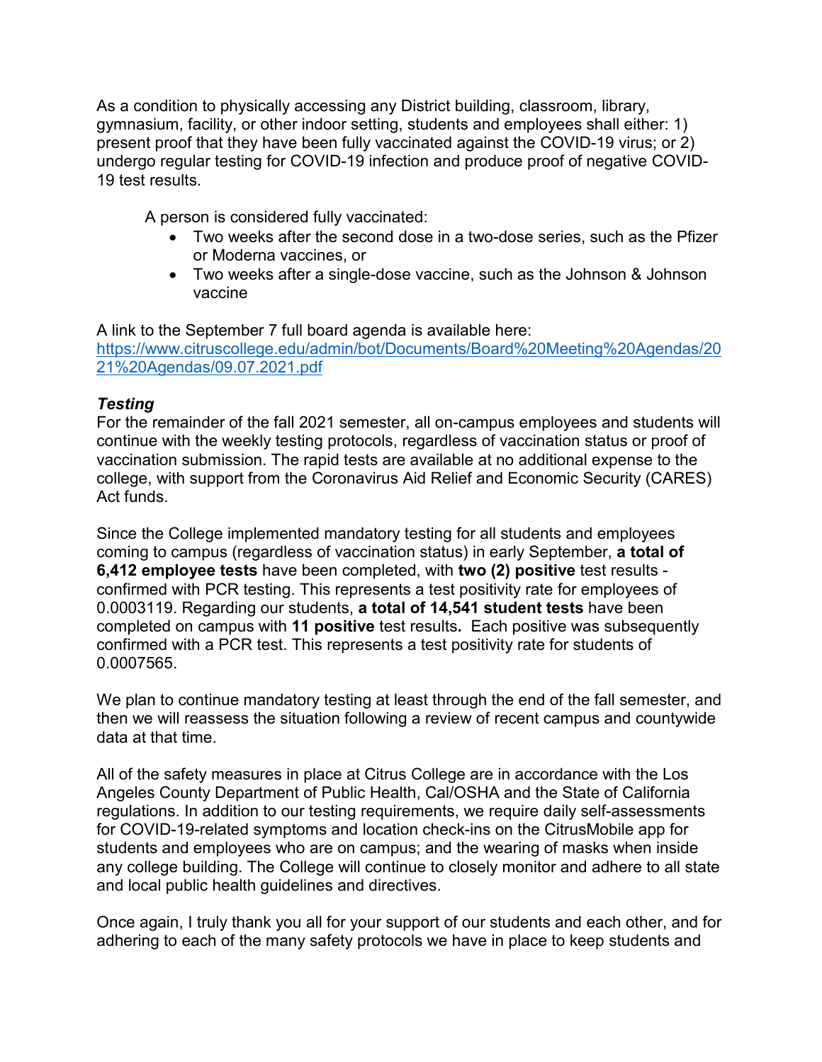As a condition to physically accessing any District building, classroom, library, gymnasium, facility, or other indoor setting, students and employees shall either: 1) present proof that they have been fully vaccinated against the COVID-19 virus; or 2) undergo regular testing for COVID-19 infection and produce proof of negative COVID-19 test results.

A person is considered fully vaccinated:

- Two weeks after the second dose in a two-dose series, such as the Pfizer or Moderna vaccines, or
- Two weeks after a single-dose vaccine, such as the Johnson & Johnson vaccine

A link to the September 7 full board agenda is available here: https://www.citruscollege.edu/admin/bot/Documents/Board%20Meeting%20Agendas/2021%20Agendas/09.07.2021.pdf

***Testing***

For the remainder of the fall 2021 semester, all on-campus employees and students will continue with the weekly testing protocols, regardless of vaccination status or proof of vaccination submission. The rapid tests are available at no additional expense to the college, with support from the Coronavirus Aid Relief and Economic Security (CARES) Act funds.

Since the College implemented mandatory testing for all students and employees coming to campus (regardless of vaccination status) in early September, **a total of 6,412 employee tests** have been completed, with **two (2) positive** test results - confirmed with PCR testing. This represents a test positivity rate for employees of 0.0003119. Regarding our students, **a total of 14,541 student tests** have been completed on campus with **11 positive** test results**.** Each positive was subsequently confirmed with a PCR test. This represents a test positivity rate for students of 0.0007565.

We plan to continue mandatory testing at least through the end of the fall semester, and then we will reassess the situation following a review of recent campus and countywide data at that time.

All of the safety measures in place at Citrus College are in accordance with the Los Angeles County Department of Public Health, Cal/OSHA and the State of California regulations. In addition to our testing requirements, we require daily self-assessments for COVID-19-related symptoms and location check-ins on the CitrusMobile app for students and employees who are on campus; and the wearing of masks when inside any college building. The College will continue to closely monitor and adhere to all state and local public health guidelines and directives.

Once again, I truly thank you all for your support of our students and each other, and for adhering to each of the many safety protocols we have in place to keep students and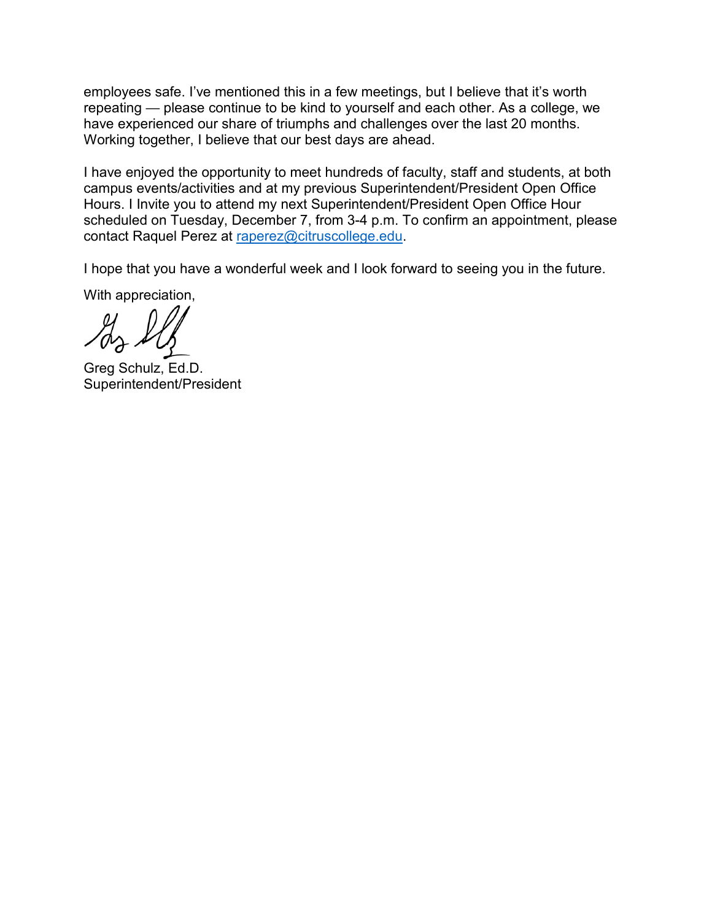employees safe. I've mentioned this in a few meetings, but I believe that it's worth repeating — please continue to be kind to yourself and each other. As a college, we have experienced our share of triumphs and challenges over the last 20 months. Working together, I believe that our best days are ahead.

I have enjoyed the opportunity to meet hundreds of faculty, staff and students, at both campus events/activities and at my previous Superintendent/President Open Office Hours. I Invite you to attend my next Superintendent/President Open Office Hour scheduled on Tuesday, December 7, from 3-4 p.m. To confirm an appointment, please contact Raquel Perez at [raperez@citruscollege.edu](mailto:raperez@citruscollege.edu).

I hope that you have a wonderful week and I look forward to seeing you in the future.

With appreciation,

Greg Schulz, Ed.D.
Superintendent/President